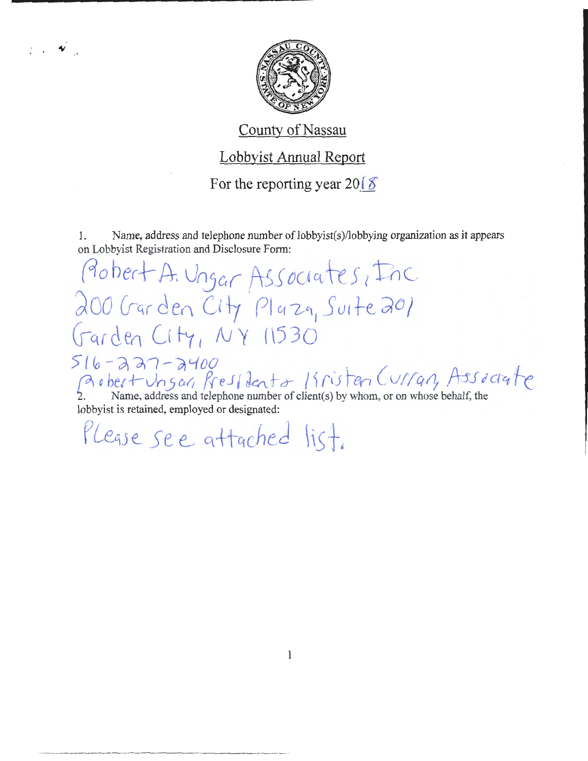County of Nassau

Lobbyist Annual Report

For the reporting year 2018

1. Name, address and telephone number of lobbyist(s)/lobbying organization as it appears on Lobbyist Registration and Disclosure Form:

Robert A. Ungar Associates, Inc
200 Garden City Plaza, Suite 201
Garden City, NY 11530
516-227-2400
Robert Ungar, President & Kristen Curran, Associate

2. Name, address and telephone number of client(s) by whom, or on whose behalf, the lobbyist is retained, employed or designated:

Please see attached list.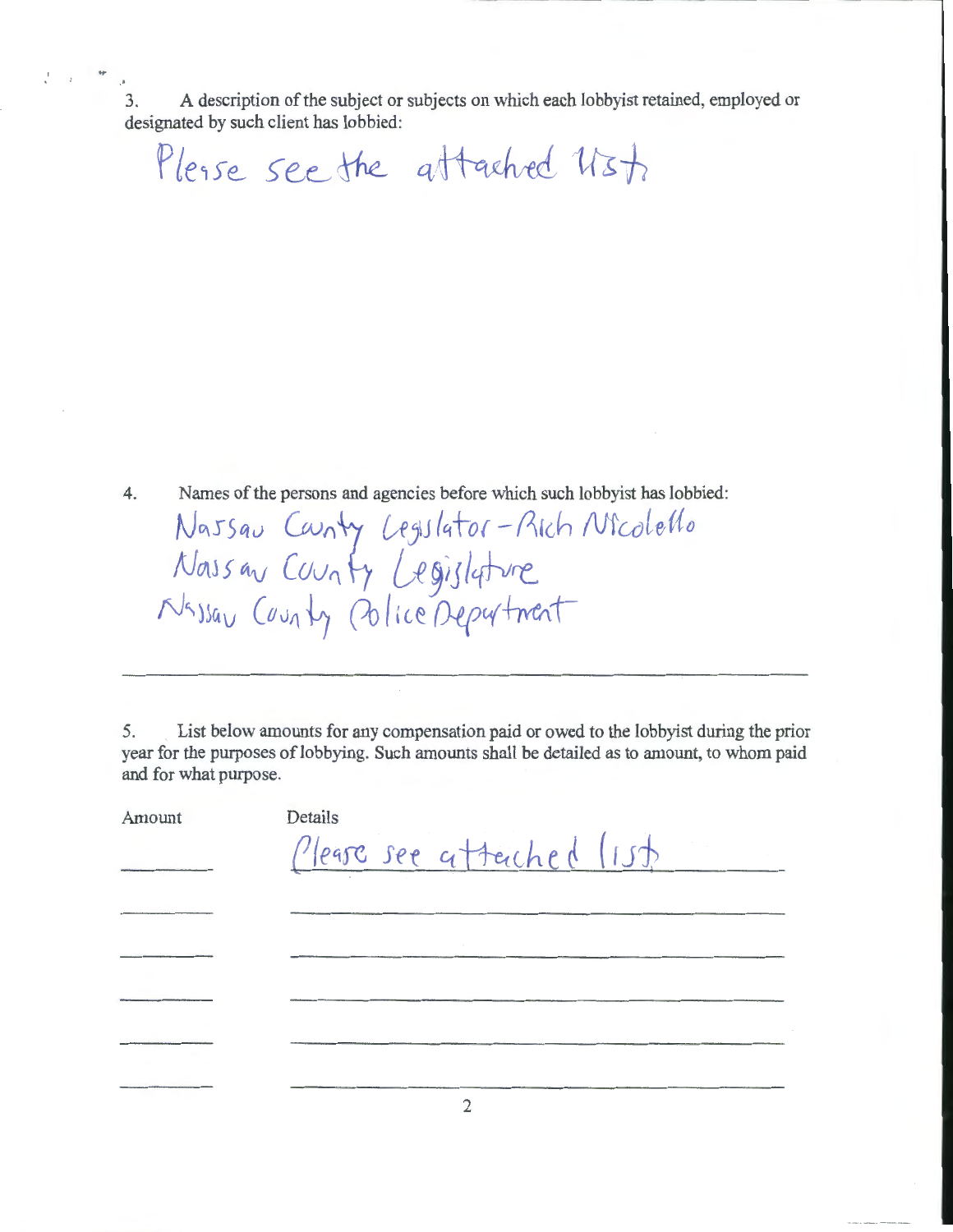3. A description of the subject or subjects on which each lobbyist retained, employed or designated by such client has lobbied:

Please see the attached list

4. Names of the persons and agencies before which such lobbyist has lobbied:

Nassau County Legislator - Rich Nicolello
Nassau County Legislature
Nassau County Police Department

5. List below amounts for any compensation paid or owed to the lobbyist during the prior year for the purposes of lobbying. Such amounts shall be detailed as to amount, to whom paid and for what purpose.

| Amount | Details |
| --- | --- |
| | Please see attached list |
| | |
| | |
| | |
| | |
| | |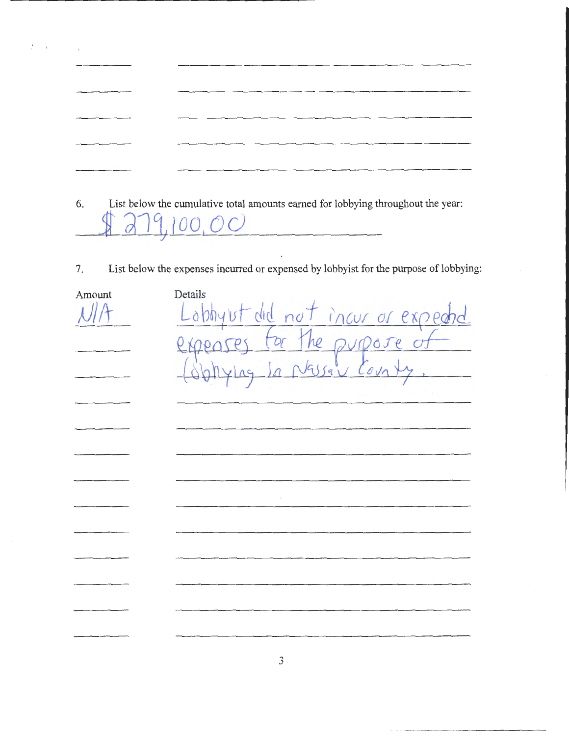6. List below the cumulative total amounts earned for lobbying throughout the year:

$279,100.00

7. List below the expenses incurred or expensed by lobbyist for the purpose of lobbying:

| Amount | Details |
| --- | --- |
| N/A | Lobbyist did not incur or expend expenses for the purpose of lobbying in Nassau County. |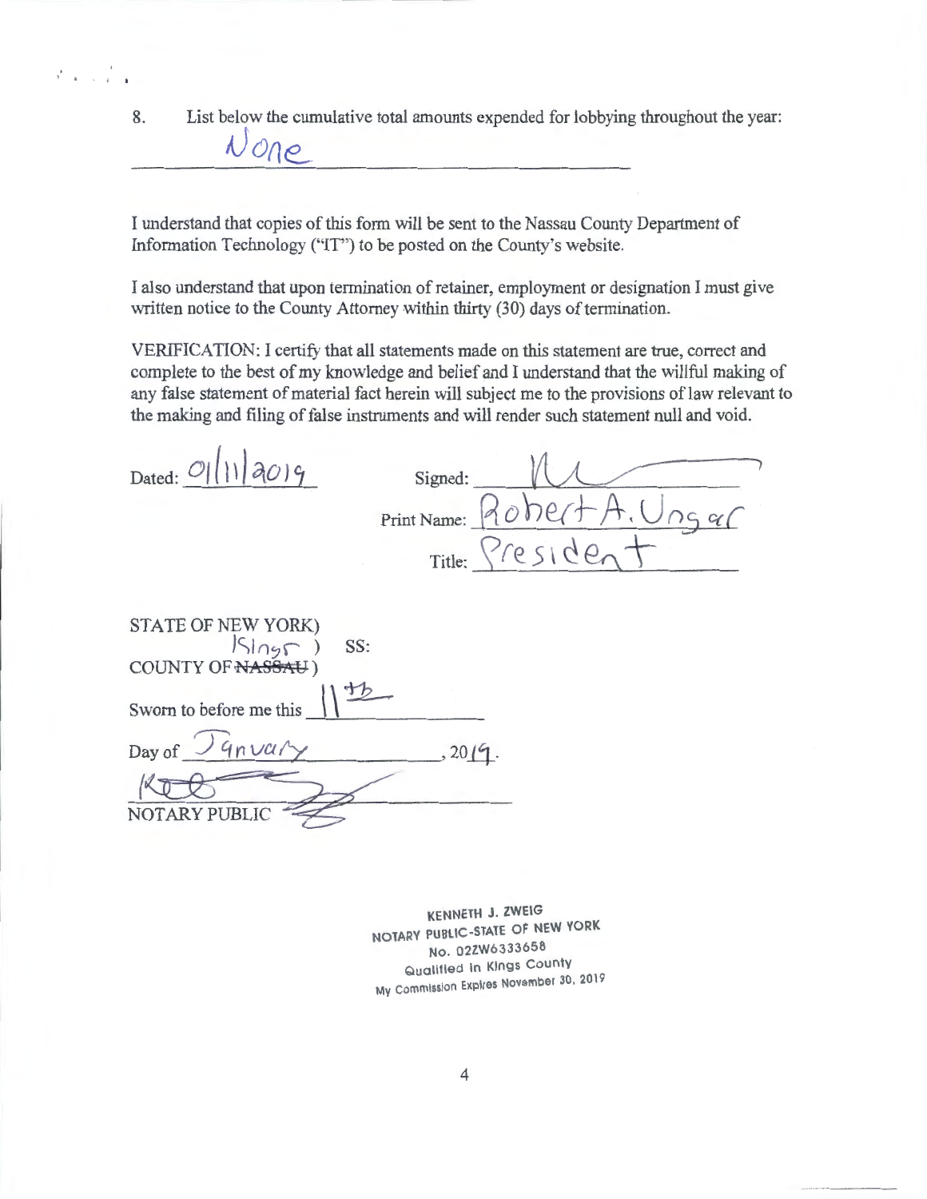8. List below the cumulative total amounts expended for lobbying throughout the year:

None

I understand that copies of this form will be sent to the Nassau County Department of Information Technology ("IT") to be posted on the County's website.

I also understand that upon termination of retainer, employment or designation I must give written notice to the County Attorney within thirty (30) days of termination.

VERIFICATION: I certify that all statements made on this statement are true, correct and complete to the best of my knowledge and belief and I understand that the willful making of any false statement of material fact herein will subject me to the provisions of law relevant to the making and filing of false instruments and will render such statement null and void.

Dated: 01/11/2019

Signed: ____________________

Print Name: Robert A. Ungar

Title: President

STATE OF NEW YORK)
Kings ) SS:
COUNTY OF ~~NASSAU~~ )

Sworn to before me this 11th

Day of January, 2019.

____________________
NOTARY PUBLIC

KENNETH J. ZWEIG
NOTARY PUBLIC-STATE OF NEW YORK
No. 02ZW6333658
Qualified in Kings County
My Commission Expires November 30, 2019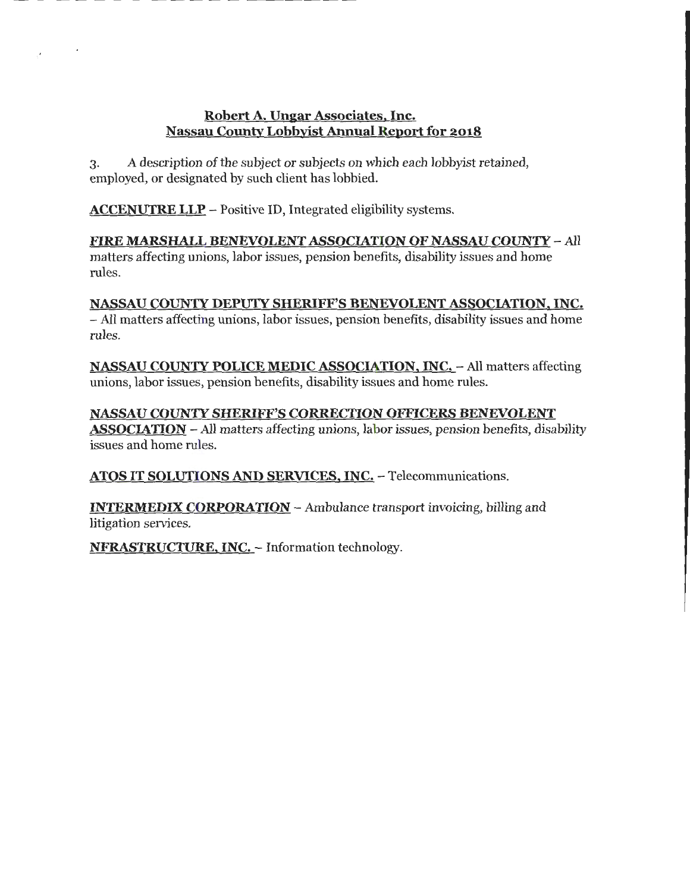**Robert A. Ungar Associates, Inc.**
**Nassau County Lobbyist Annual Report for 2018**

3. A description of the subject or subjects on which each lobbyist retained, employed, or designated by such client has lobbied.

**ACCENUTRE LLP** – Positive ID, Integrated eligibility systems.

***FIRE MARSHALL BENEVOLENT ASSOCIATION OF NASSAU COUNTY*** – All matters affecting unions, labor issues, pension benefits, disability issues and home rules.

**NASSAU COUNTY DEPUTY SHERIFF'S BENEVOLENT ASSOCIATION, INC.** – All matters affecting unions, labor issues, pension benefits, disability issues and home rules.

**NASSAU COUNTY POLICE MEDIC ASSOCIATION, INC.** – All matters affecting unions, labor issues, pension benefits, disability issues and home rules.

***NASSAU COUNTY SHERIFF'S CORRECTION OFFICERS BENEVOLENT ASSOCIATION*** – All matters affecting unions, labor issues, pension benefits, disability issues and home rules.

**ATOS IT SOLUTIONS AND SERVICES, INC.** – Telecommunications.

***INTERMEDIX CORPORATION*** – Ambulance transport invoicing, billing and litigation services.

**NFRASTRUCTURE, INC.** – Information technology.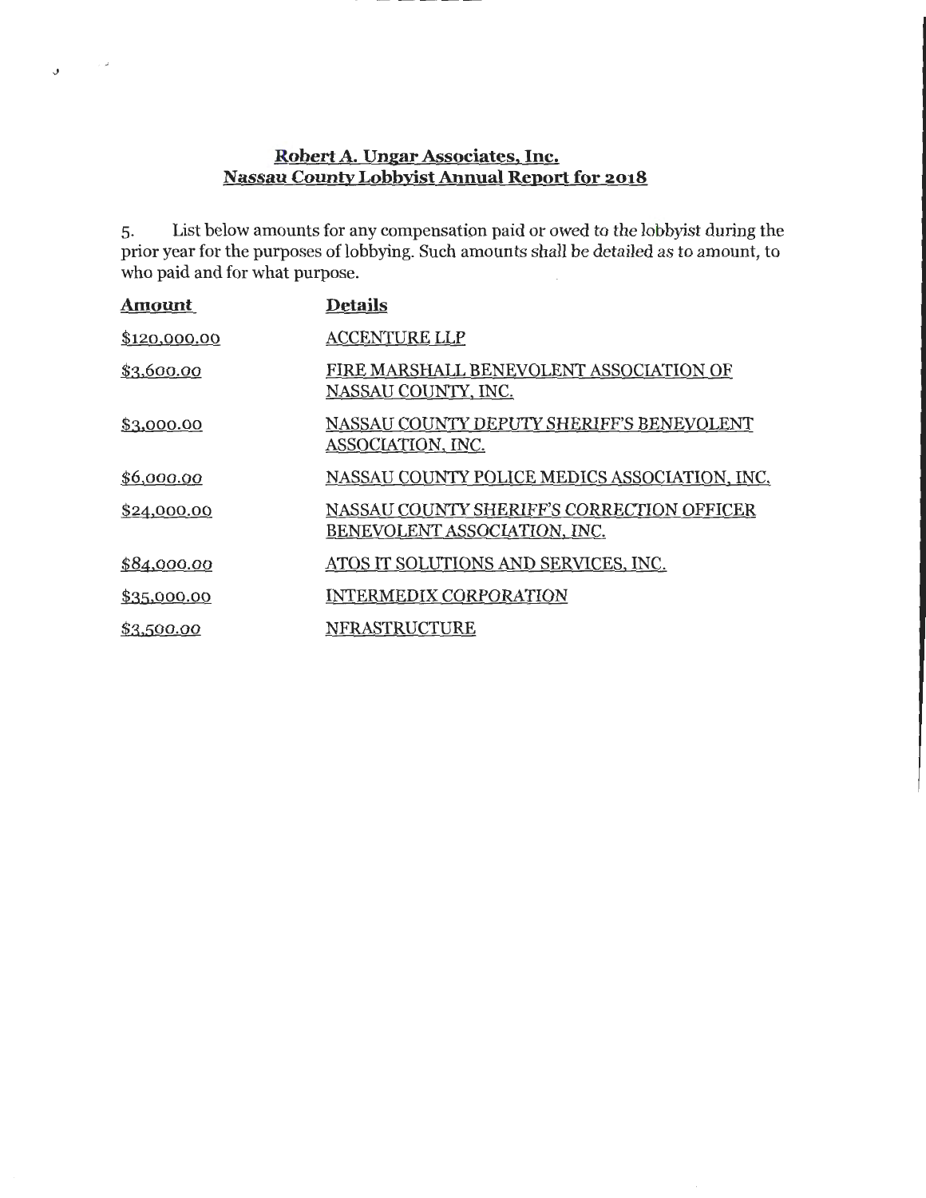**Robert A. Ungar Associates, Inc.**
**Nassau County Lobbyist Annual Report for 2018**

5. List below amounts for any compensation paid or owed to the lobbyist during the prior year for the purposes of lobbying. Such amounts shall be detailed as to amount, to who paid and for what purpose.

| Amount | Details |
|---|---|
| $120,000.00 | ACCENTURE LLP |
| $3,600.00 | FIRE MARSHALL BENEVOLENT ASSOCIATION OF NASSAU COUNTY, INC. |
| $3,000.00 | NASSAU COUNTY DEPUTY SHERIFF'S BENEVOLENT ASSOCIATION, INC. |
| $6,000.00 | NASSAU COUNTY POLICE MEDICS ASSOCIATION, INC. |
| $24,000.00 | NASSAU COUNTY SHERIFF'S CORRECTION OFFICER BENEVOLENT ASSOCIATION, INC. |
| $84,000.00 | ATOS IT SOLUTIONS AND SERVICES, INC. |
| $35,000.00 | INTERMEDIX CORPORATION |
| $3,500.00 | NFRASTRUCTURE |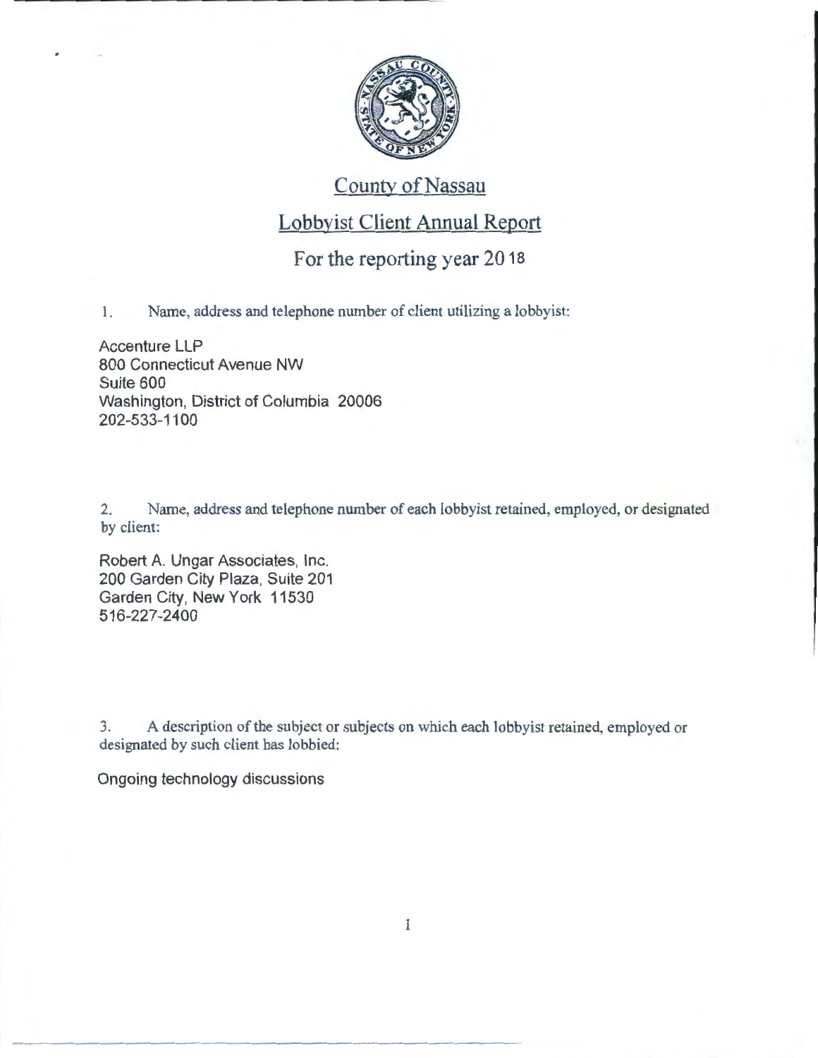# County of Nassau

## Lobbyist Client Annual Report

### For the reporting year 2018

1. Name, address and telephone number of client utilizing a lobbyist:

Accenture LLP
800 Connecticut Avenue NW
Suite 600
Washington, District of Columbia 20006
202-533-1100

2. Name, address and telephone number of each lobbyist retained, employed, or designated by client:

Robert A. Ungar Associates, Inc.
200 Garden City Plaza, Suite 201
Garden City, New York 11530
516-227-2400

3. A description of the subject or subjects on which each lobbyist retained, employed or designated by such client has lobbied:

Ongoing technology discussions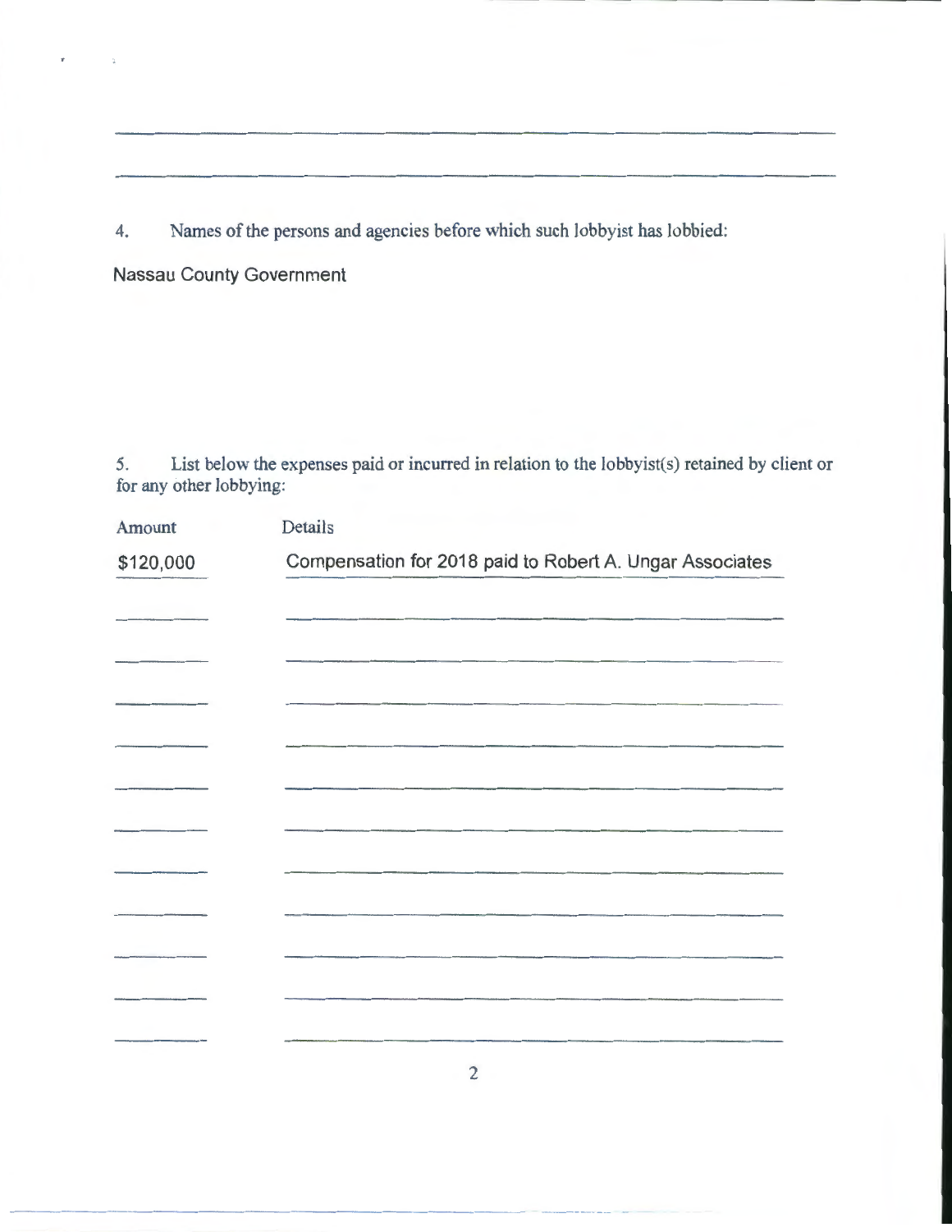4. Names of the persons and agencies before which such lobbyist has lobbied:

Nassau County Government

5. List below the expenses paid or incurred in relation to the lobbyist(s) retained by client or for any other lobbying:

| Amount | Details |
| --- | --- |
| $120,000 | Compensation for 2018 paid to Robert A. Ungar Associates |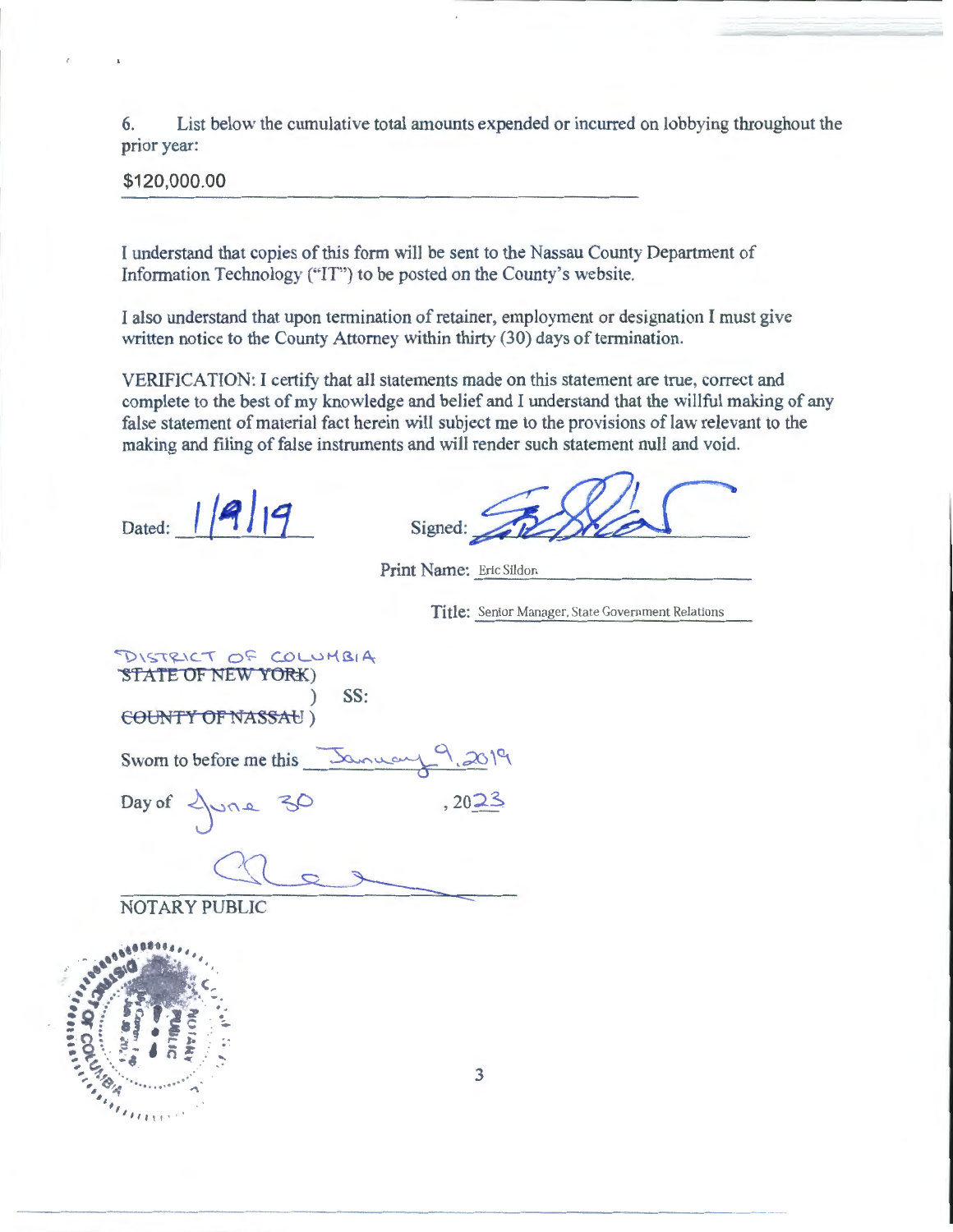6. List below the cumulative total amounts expended or incurred on lobbying throughout the prior year:

$120,000.00

I understand that copies of this form will be sent to the Nassau County Department of Information Technology ("IT") to be posted on the County's website.

I also understand that upon termination of retainer, employment or designation I must give written notice to the County Attorney within thirty (30) days of termination.

VERIFICATION: I certify that all statements made on this statement are true, correct and complete to the best of my knowledge and belief and I understand that the willful making of any false statement of material fact herein will subject me to the provisions of law relevant to the making and filing of false instruments and will render such statement null and void.

Dated: 1/9/19

Signed: _______________

Print Name: Eric Sildon

Title: Senior Manager, State Government Relations

DISTRICT OF COLUMBIA
~~STATE OF NEW YORK~~)
) SS:
~~COUNTY OF NASSAU~~ )

Sworn to before me this January 9, 2019

Day of June 30, 2023

_______________
NOTARY PUBLIC